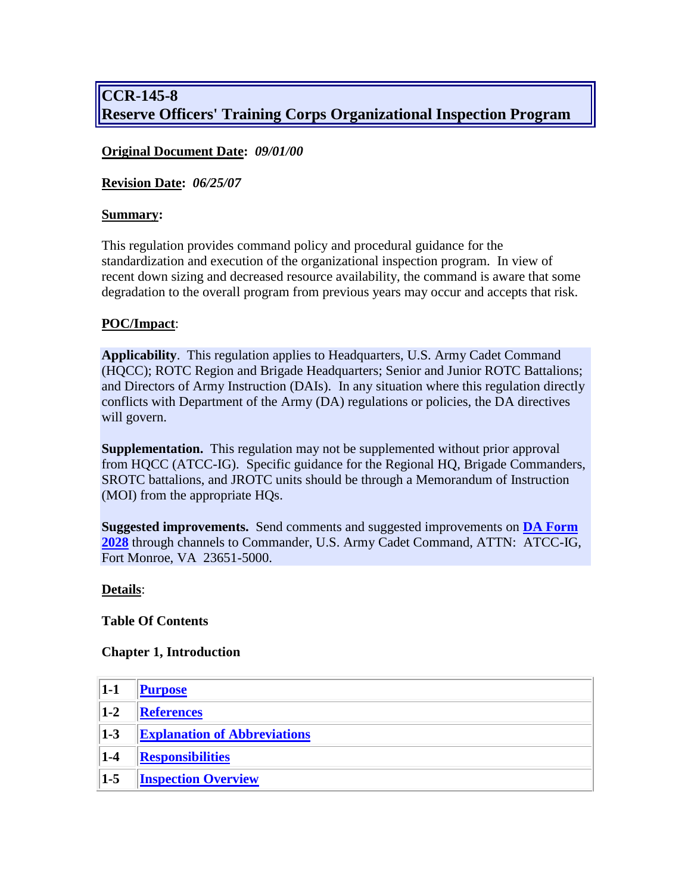# CCR-145-8
# Reserve Officers' Training Corps Organizational Inspection Program

**Original Document Date:** *09/01/00*

**Revision Date:** *06/25/07*

**Summary:**

This regulation provides command policy and procedural guidance for the standardization and execution of the organizational inspection program. In view of recent down sizing and decreased resource availability, the command is aware that some degradation to the overall program from previous years may occur and accepts that risk.

**POC/Impact:**

**Applicability**. This regulation applies to Headquarters, U.S. Army Cadet Command (HQCC); ROTC Region and Brigade Headquarters; Senior and Junior ROTC Battalions; and Directors of Army Instruction (DAIs). In any situation where this regulation directly conflicts with Department of the Army (DA) regulations or policies, the DA directives will govern.

**Supplementation.** This regulation may not be supplemented without prior approval from HQCC (ATCC-IG). Specific guidance for the Regional HQ, Brigade Commanders, SROTC battalions, and JROTC units should be through a Memorandum of Instruction (MOI) from the appropriate HQs.

**Suggested improvements.** Send comments and suggested improvements on **DA Form 2028** through channels to Commander, U.S. Army Cadet Command, ATTN: ATCC-IG, Fort Monroe, VA 23651-5000.

**Details:**

**Table Of Contents**

**Chapter 1, Introduction**

| | |
|---|---|
| **1-1** | **Purpose** |
| **1-2** | **References** |
| **1-3** | **Explanation of Abbreviations** |
| **1-4** | **Responsibilities** |
| **1-5** | **Inspection Overview** |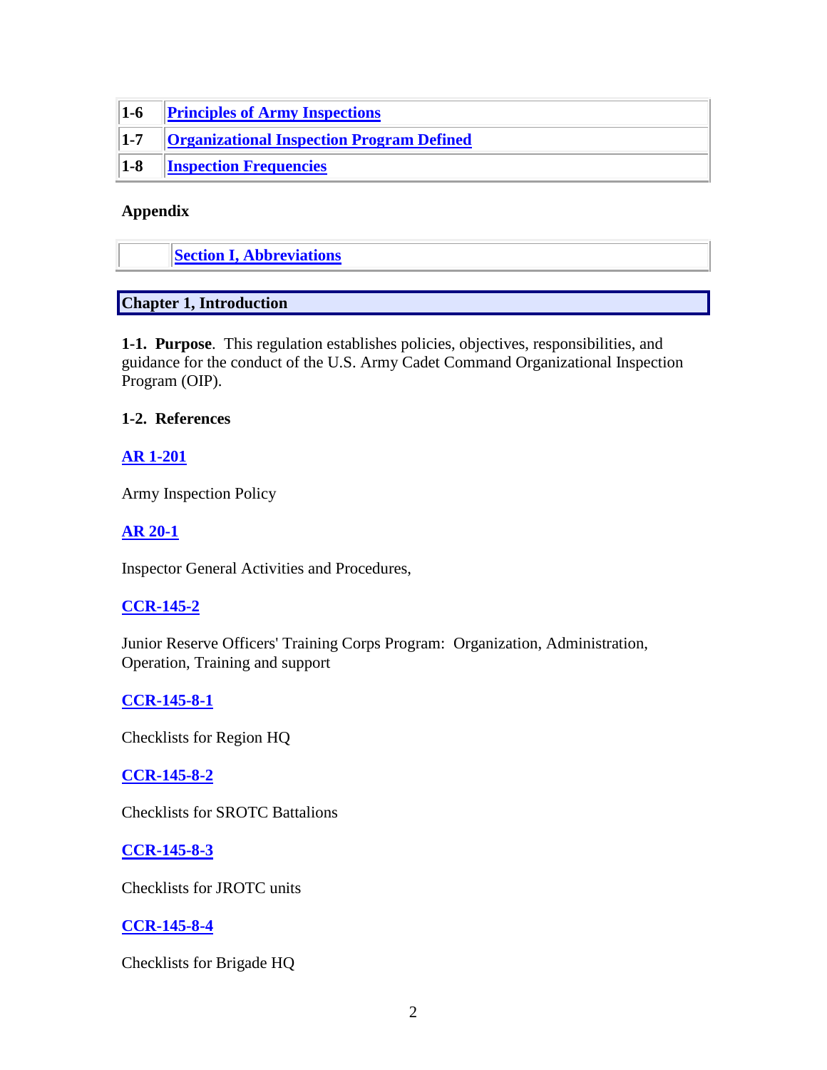| | |
|---|---|
| 1-6 | Principles of Army Inspections |
| 1-7 | Organizational Inspection Program Defined |
| 1-8 | Inspection Frequencies |

**Appendix**

| | |
|---|---|
| | Section I, Abbreviations |

## Chapter 1, Introduction

**1-1. Purpose**. This regulation establishes policies, objectives, responsibilities, and guidance for the conduct of the U.S. Army Cadet Command Organizational Inspection Program (OIP).

**1-2. References**

**AR 1-201**

Army Inspection Policy

**AR 20-1**

Inspector General Activities and Procedures,

**CCR-145-2**

Junior Reserve Officers' Training Corps Program: Organization, Administration, Operation, Training and support

**CCR-145-8-1**

Checklists for Region HQ

**CCR-145-8-2**

Checklists for SROTC Battalions

**CCR-145-8-3**

Checklists for JROTC units

**CCR-145-8-4**

Checklists for Brigade HQ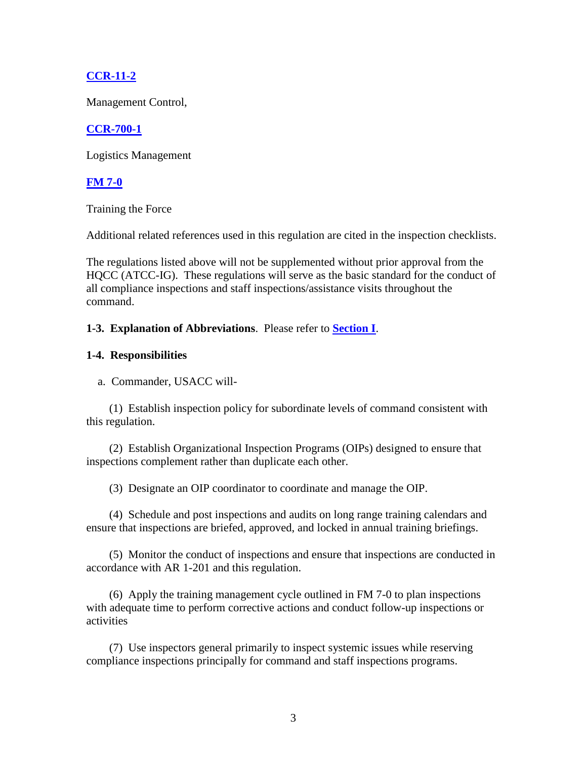**CCR-11-2**

Management Control,

**CCR-700-1**

Logistics Management

**FM 7-0**

Training the Force

Additional related references used in this regulation are cited in the inspection checklists.

The regulations listed above will not be supplemented without prior approval from the HQCC (ATCC-IG). These regulations will serve as the basic standard for the conduct of all compliance inspections and staff inspections/assistance visits throughout the command.

**1-3. Explanation of Abbreviations**. Please refer to **Section I**.

**1-4. Responsibilities**

a. Commander, USACC will-

(1) Establish inspection policy for subordinate levels of command consistent with this regulation.

(2) Establish Organizational Inspection Programs (OIPs) designed to ensure that inspections complement rather than duplicate each other.

(3) Designate an OIP coordinator to coordinate and manage the OIP.

(4) Schedule and post inspections and audits on long range training calendars and ensure that inspections are briefed, approved, and locked in annual training briefings.

(5) Monitor the conduct of inspections and ensure that inspections are conducted in accordance with AR 1-201 and this regulation.

(6) Apply the training management cycle outlined in FM 7-0 to plan inspections with adequate time to perform corrective actions and conduct follow-up inspections or activities

(7) Use inspectors general primarily to inspect systemic issues while reserving compliance inspections principally for command and staff inspections programs.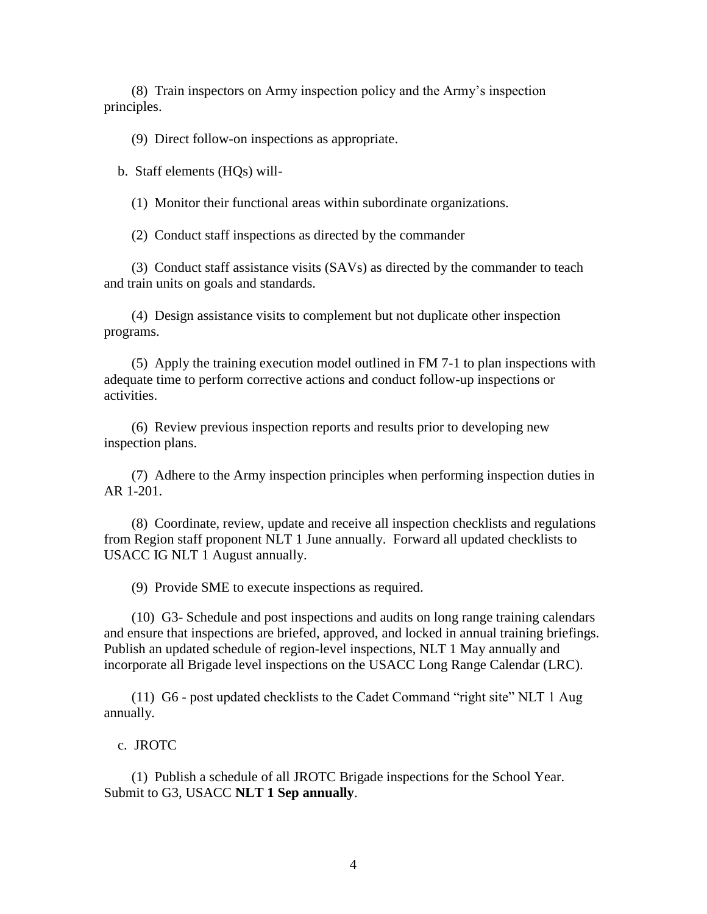(8) Train inspectors on Army inspection policy and the Army's inspection principles.

(9) Direct follow-on inspections as appropriate.

b. Staff elements (HQs) will-

(1) Monitor their functional areas within subordinate organizations.

(2) Conduct staff inspections as directed by the commander

(3) Conduct staff assistance visits (SAVs) as directed by the commander to teach and train units on goals and standards.

(4) Design assistance visits to complement but not duplicate other inspection programs.

(5) Apply the training execution model outlined in FM 7-1 to plan inspections with adequate time to perform corrective actions and conduct follow-up inspections or activities.

(6) Review previous inspection reports and results prior to developing new inspection plans.

(7) Adhere to the Army inspection principles when performing inspection duties in AR 1-201.

(8) Coordinate, review, update and receive all inspection checklists and regulations from Region staff proponent NLT 1 June annually. Forward all updated checklists to USACC IG NLT 1 August annually.

(9) Provide SME to execute inspections as required.

(10) G3- Schedule and post inspections and audits on long range training calendars and ensure that inspections are briefed, approved, and locked in annual training briefings. Publish an updated schedule of region-level inspections, NLT 1 May annually and incorporate all Brigade level inspections on the USACC Long Range Calendar (LRC).

(11) G6 - post updated checklists to the Cadet Command "right site" NLT 1 Aug annually.

c. JROTC

(1) Publish a schedule of all JROTC Brigade inspections for the School Year. Submit to G3, USACC **NLT 1 Sep annually**.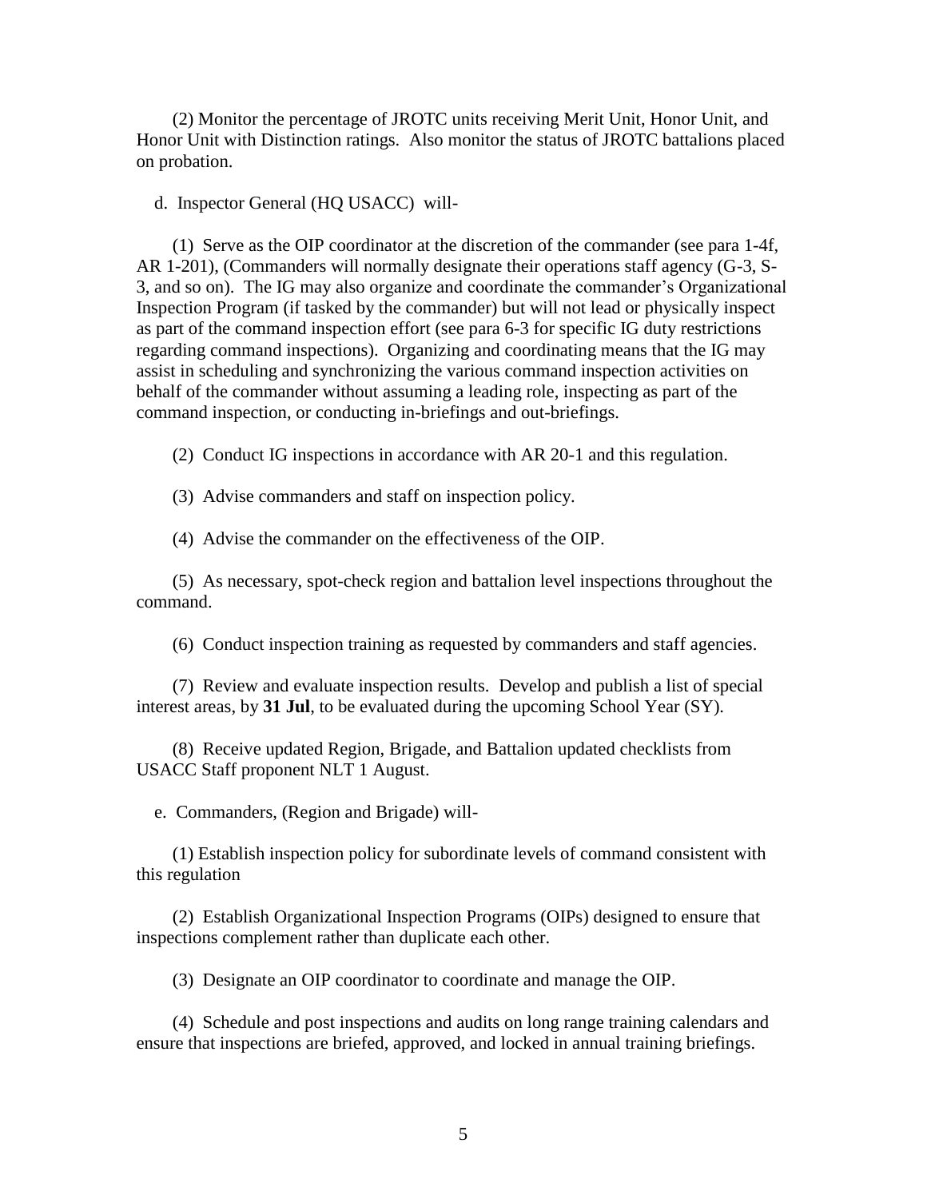(2) Monitor the percentage of JROTC units receiving Merit Unit, Honor Unit, and Honor Unit with Distinction ratings. Also monitor the status of JROTC battalions placed on probation.

d. Inspector General (HQ USACC) will-

(1) Serve as the OIP coordinator at the discretion of the commander (see para 1-4f, AR 1-201), (Commanders will normally designate their operations staff agency (G-3, S-3, and so on). The IG may also organize and coordinate the commander's Organizational Inspection Program (if tasked by the commander) but will not lead or physically inspect as part of the command inspection effort (see para 6-3 for specific IG duty restrictions regarding command inspections). Organizing and coordinating means that the IG may assist in scheduling and synchronizing the various command inspection activities on behalf of the commander without assuming a leading role, inspecting as part of the command inspection, or conducting in-briefings and out-briefings.

(2) Conduct IG inspections in accordance with AR 20-1 and this regulation.

(3) Advise commanders and staff on inspection policy.

(4) Advise the commander on the effectiveness of the OIP.

(5) As necessary, spot-check region and battalion level inspections throughout the command.

(6) Conduct inspection training as requested by commanders and staff agencies.

(7) Review and evaluate inspection results. Develop and publish a list of special interest areas, by **31 Jul**, to be evaluated during the upcoming School Year (SY).

(8) Receive updated Region, Brigade, and Battalion updated checklists from USACC Staff proponent NLT 1 August.

e. Commanders, (Region and Brigade) will-

(1) Establish inspection policy for subordinate levels of command consistent with this regulation

(2) Establish Organizational Inspection Programs (OIPs) designed to ensure that inspections complement rather than duplicate each other.

(3) Designate an OIP coordinator to coordinate and manage the OIP.

(4) Schedule and post inspections and audits on long range training calendars and ensure that inspections are briefed, approved, and locked in annual training briefings.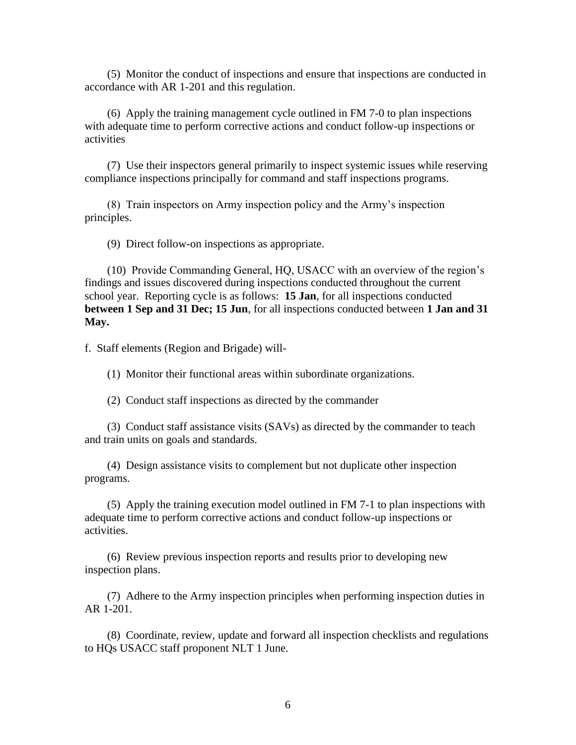(5) Monitor the conduct of inspections and ensure that inspections are conducted in accordance with AR 1-201 and this regulation.

(6) Apply the training management cycle outlined in FM 7-0 to plan inspections with adequate time to perform corrective actions and conduct follow-up inspections or activities

(7) Use their inspectors general primarily to inspect systemic issues while reserving compliance inspections principally for command and staff inspections programs.

(8) Train inspectors on Army inspection policy and the Army's inspection principles.

(9) Direct follow-on inspections as appropriate.

(10) Provide Commanding General, HQ, USACC with an overview of the region's findings and issues discovered during inspections conducted throughout the current school year. Reporting cycle is as follows: **15 Jan**, for all inspections conducted **between 1 Sep and 31 Dec; 15 Jun**, for all inspections conducted between **1 Jan and 31 May.**

f. Staff elements (Region and Brigade) will-

(1) Monitor their functional areas within subordinate organizations.

(2) Conduct staff inspections as directed by the commander

(3) Conduct staff assistance visits (SAVs) as directed by the commander to teach and train units on goals and standards.

(4) Design assistance visits to complement but not duplicate other inspection programs.

(5) Apply the training execution model outlined in FM 7-1 to plan inspections with adequate time to perform corrective actions and conduct follow-up inspections or activities.

(6) Review previous inspection reports and results prior to developing new inspection plans.

(7) Adhere to the Army inspection principles when performing inspection duties in AR 1-201.

(8) Coordinate, review, update and forward all inspection checklists and regulations to HQs USACC staff proponent NLT 1 June.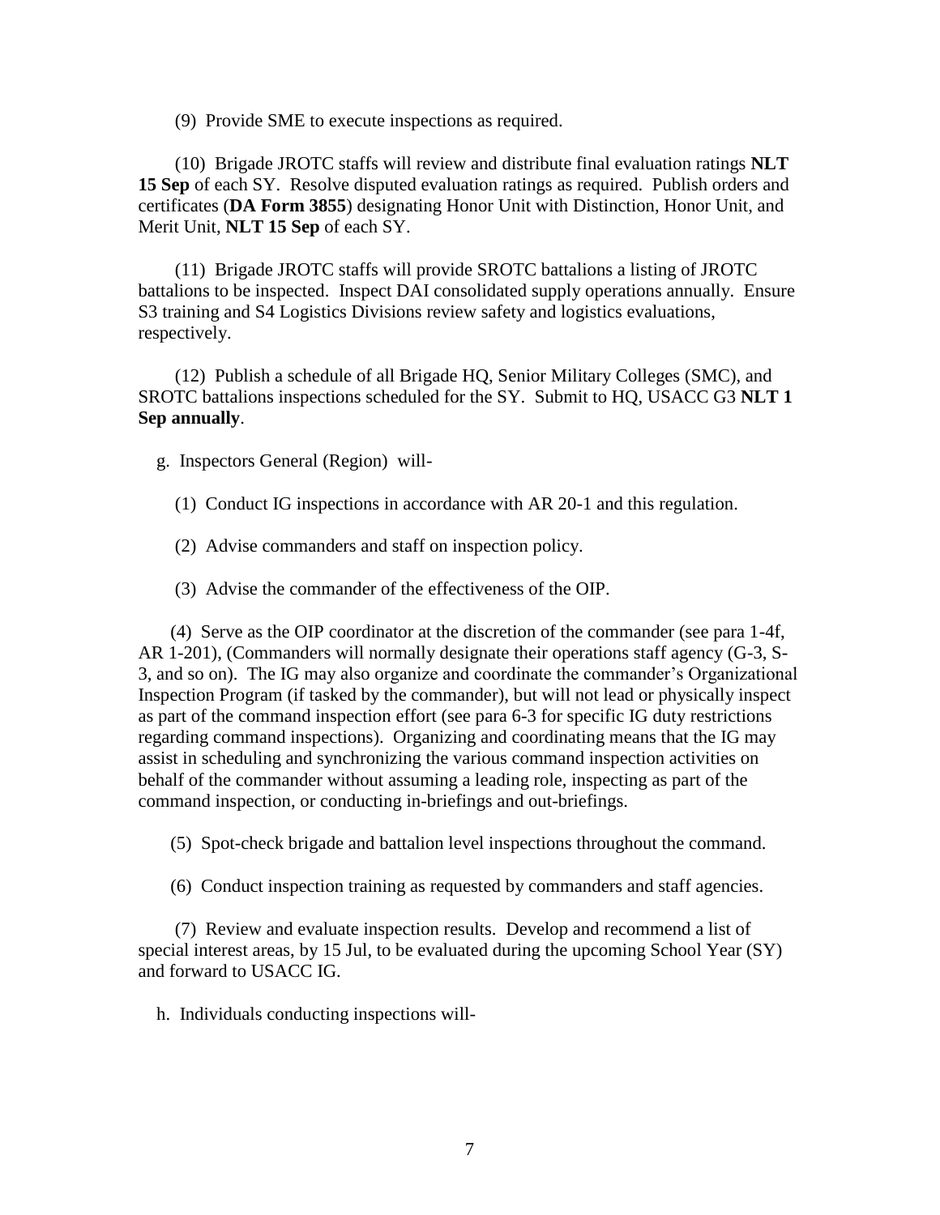(9) Provide SME to execute inspections as required.

(10) Brigade JROTC staffs will review and distribute final evaluation ratings **NLT 15 Sep** of each SY. Resolve disputed evaluation ratings as required. Publish orders and certificates (**DA Form 3855**) designating Honor Unit with Distinction, Honor Unit, and Merit Unit, **NLT 15 Sep** of each SY.

(11) Brigade JROTC staffs will provide SROTC battalions a listing of JROTC battalions to be inspected. Inspect DAI consolidated supply operations annually. Ensure S3 training and S4 Logistics Divisions review safety and logistics evaluations, respectively.

(12) Publish a schedule of all Brigade HQ, Senior Military Colleges (SMC), and SROTC battalions inspections scheduled for the SY. Submit to HQ, USACC G3 **NLT 1 Sep annually**.

g. Inspectors General (Region) will-

(1) Conduct IG inspections in accordance with AR 20-1 and this regulation.

(2) Advise commanders and staff on inspection policy.

(3) Advise the commander of the effectiveness of the OIP.

(4) Serve as the OIP coordinator at the discretion of the commander (see para 1-4f, AR 1-201), (Commanders will normally designate their operations staff agency (G-3, S-3, and so on). The IG may also organize and coordinate the commander's Organizational Inspection Program (if tasked by the commander), but will not lead or physically inspect as part of the command inspection effort (see para 6-3 for specific IG duty restrictions regarding command inspections). Organizing and coordinating means that the IG may assist in scheduling and synchronizing the various command inspection activities on behalf of the commander without assuming a leading role, inspecting as part of the command inspection, or conducting in-briefings and out-briefings.

(5) Spot-check brigade and battalion level inspections throughout the command.

(6) Conduct inspection training as requested by commanders and staff agencies.

(7) Review and evaluate inspection results. Develop and recommend a list of special interest areas, by 15 Jul, to be evaluated during the upcoming School Year (SY) and forward to USACC IG.

h. Individuals conducting inspections will-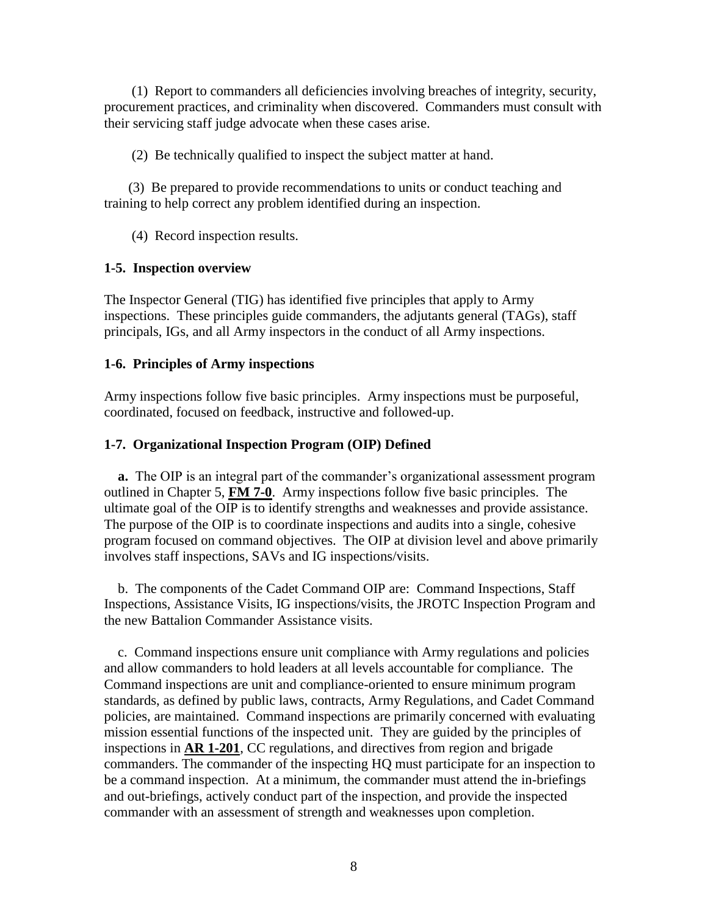(1) Report to commanders all deficiencies involving breaches of integrity, security, procurement practices, and criminality when discovered. Commanders must consult with their servicing staff judge advocate when these cases arise.

(2) Be technically qualified to inspect the subject matter at hand.

(3) Be prepared to provide recommendations to units or conduct teaching and training to help correct any problem identified during an inspection.

(4) Record inspection results.

**1-5. Inspection overview**

The Inspector General (TIG) has identified five principles that apply to Army inspections. These principles guide commanders, the adjutants general (TAGs), staff principals, IGs, and all Army inspectors in the conduct of all Army inspections.

**1-6. Principles of Army inspections**

Army inspections follow five basic principles. Army inspections must be purposeful, coordinated, focused on feedback, instructive and followed-up.

**1-7. Organizational Inspection Program (OIP) Defined**

**a.** The OIP is an integral part of the commander's organizational assessment program outlined in Chapter 5, **FM 7-0**. Army inspections follow five basic principles. The ultimate goal of the OIP is to identify strengths and weaknesses and provide assistance. The purpose of the OIP is to coordinate inspections and audits into a single, cohesive program focused on command objectives. The OIP at division level and above primarily involves staff inspections, SAVs and IG inspections/visits.

b. The components of the Cadet Command OIP are: Command Inspections, Staff Inspections, Assistance Visits, IG inspections/visits, the JROTC Inspection Program and the new Battalion Commander Assistance visits.

c. Command inspections ensure unit compliance with Army regulations and policies and allow commanders to hold leaders at all levels accountable for compliance. The Command inspections are unit and compliance-oriented to ensure minimum program standards, as defined by public laws, contracts, Army Regulations, and Cadet Command policies, are maintained. Command inspections are primarily concerned with evaluating mission essential functions of the inspected unit. They are guided by the principles of inspections in **AR 1-201**, CC regulations, and directives from region and brigade commanders. The commander of the inspecting HQ must participate for an inspection to be a command inspection. At a minimum, the commander must attend the in-briefings and out-briefings, actively conduct part of the inspection, and provide the inspected commander with an assessment of strength and weaknesses upon completion.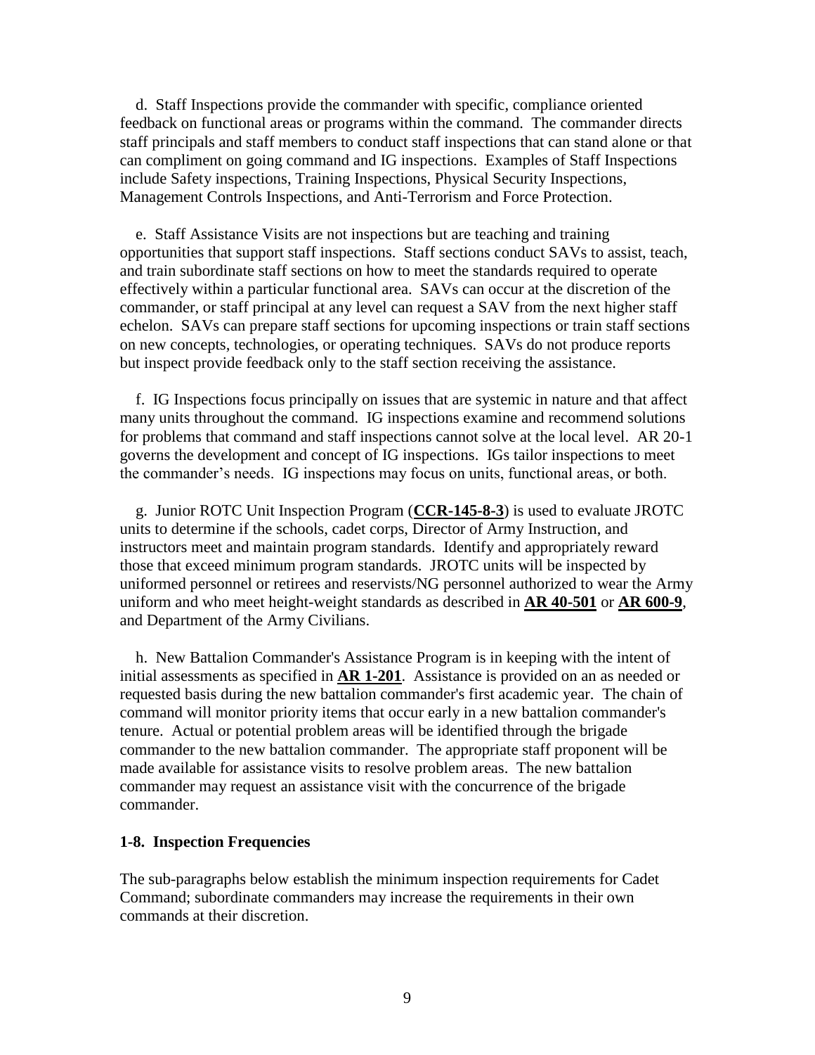d. Staff Inspections provide the commander with specific, compliance oriented feedback on functional areas or programs within the command. The commander directs staff principals and staff members to conduct staff inspections that can stand alone or that can compliment on going command and IG inspections. Examples of Staff Inspections include Safety inspections, Training Inspections, Physical Security Inspections, Management Controls Inspections, and Anti-Terrorism and Force Protection.

e. Staff Assistance Visits are not inspections but are teaching and training opportunities that support staff inspections. Staff sections conduct SAVs to assist, teach, and train subordinate staff sections on how to meet the standards required to operate effectively within a particular functional area. SAVs can occur at the discretion of the commander, or staff principal at any level can request a SAV from the next higher staff echelon. SAVs can prepare staff sections for upcoming inspections or train staff sections on new concepts, technologies, or operating techniques. SAVs do not produce reports but inspect provide feedback only to the staff section receiving the assistance.

f. IG Inspections focus principally on issues that are systemic in nature and that affect many units throughout the command. IG inspections examine and recommend solutions for problems that command and staff inspections cannot solve at the local level. AR 20-1 governs the development and concept of IG inspections. IGs tailor inspections to meet the commander's needs. IG inspections may focus on units, functional areas, or both.

g. Junior ROTC Unit Inspection Program (**CCR-145-8-3**) is used to evaluate JROTC units to determine if the schools, cadet corps, Director of Army Instruction, and instructors meet and maintain program standards. Identify and appropriately reward those that exceed minimum program standards. JROTC units will be inspected by uniformed personnel or retirees and reservists/NG personnel authorized to wear the Army uniform and who meet height-weight standards as described in **AR 40-501** or **AR 600-9**, and Department of the Army Civilians.

h. New Battalion Commander's Assistance Program is in keeping with the intent of initial assessments as specified in **AR 1-201**. Assistance is provided on an as needed or requested basis during the new battalion commander's first academic year. The chain of command will monitor priority items that occur early in a new battalion commander's tenure. Actual or potential problem areas will be identified through the brigade commander to the new battalion commander. The appropriate staff proponent will be made available for assistance visits to resolve problem areas. The new battalion commander may request an assistance visit with the concurrence of the brigade commander.

**1-8. Inspection Frequencies**

The sub-paragraphs below establish the minimum inspection requirements for Cadet Command; subordinate commanders may increase the requirements in their own commands at their discretion.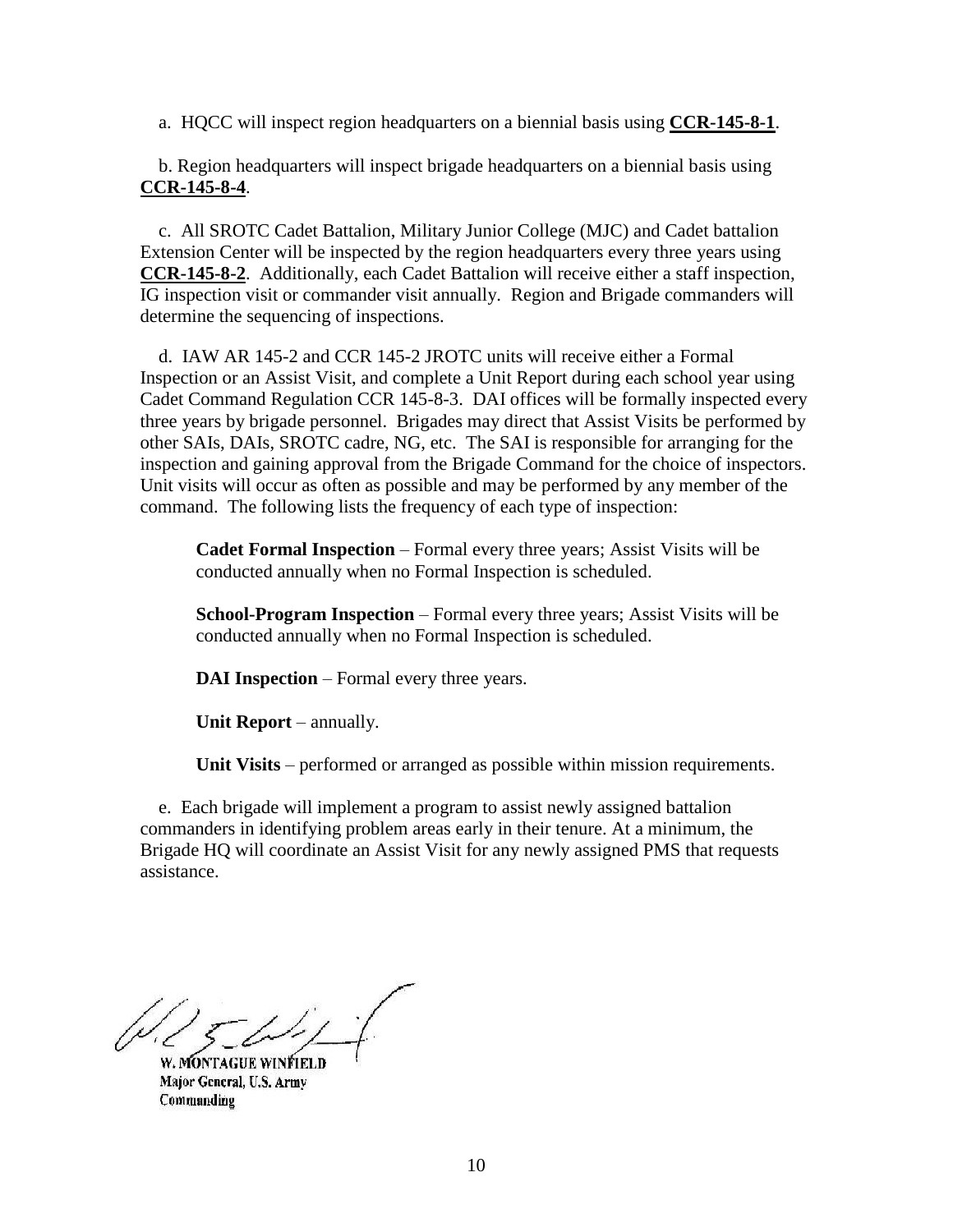a. HQCC will inspect region headquarters on a biennial basis using **CCR-145-8-1**.

b. Region headquarters will inspect brigade headquarters on a biennial basis using **CCR-145-8-4**.

c. All SROTC Cadet Battalion, Military Junior College (MJC) and Cadet battalion Extension Center will be inspected by the region headquarters every three years using **CCR-145-8-2**. Additionally, each Cadet Battalion will receive either a staff inspection, IG inspection visit or commander visit annually. Region and Brigade commanders will determine the sequencing of inspections.

d. IAW AR 145-2 and CCR 145-2 JROTC units will receive either a Formal Inspection or an Assist Visit, and complete a Unit Report during each school year using Cadet Command Regulation CCR 145-8-3. DAI offices will be formally inspected every three years by brigade personnel. Brigades may direct that Assist Visits be performed by other SAIs, DAIs, SROTC cadre, NG, etc. The SAI is responsible for arranging for the inspection and gaining approval from the Brigade Command for the choice of inspectors. Unit visits will occur as often as possible and may be performed by any member of the command. The following lists the frequency of each type of inspection:

**Cadet Formal Inspection** – Formal every three years; Assist Visits will be conducted annually when no Formal Inspection is scheduled.

**School-Program Inspection** – Formal every three years; Assist Visits will be conducted annually when no Formal Inspection is scheduled.

**DAI Inspection** – Formal every three years.

**Unit Report** – annually.

**Unit Visits** – performed or arranged as possible within mission requirements.

e. Each brigade will implement a program to assist newly assigned battalion commanders in identifying problem areas early in their tenure. At a minimum, the Brigade HQ will coordinate an Assist Visit for any newly assigned PMS that requests assistance.

W. MONTAGUE WINFIELD
Major General, U.S. Army
Commanding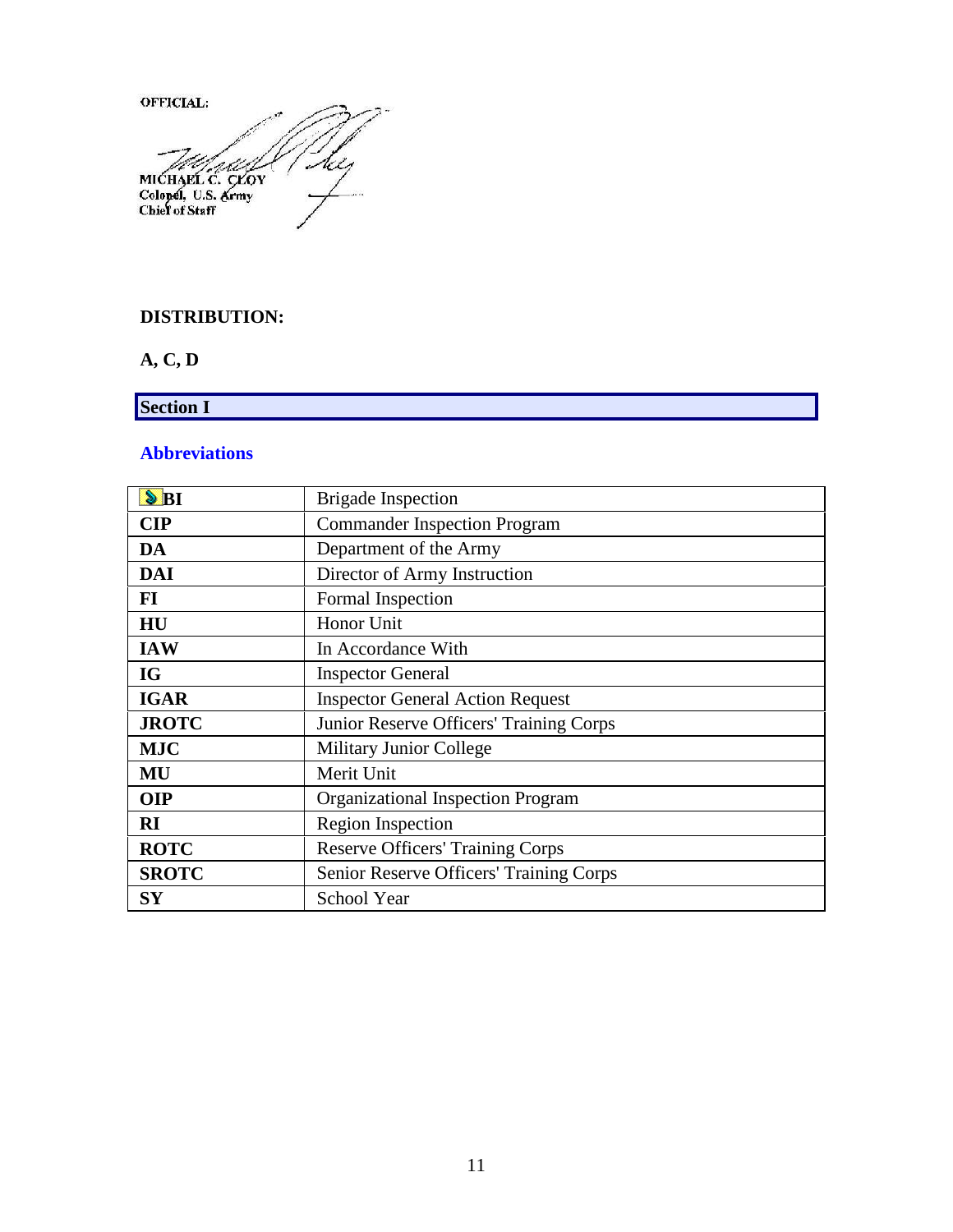OFFICIAL:

MICHAEL C. CLOY
Colonel, U.S. Army
Chief of Staff

**DISTRIBUTION:**

**A, C, D**

## Section I

### Abbreviations

| | |
|---|---|
| **BI** | Brigade Inspection |
| **CIP** | Commander Inspection Program |
| **DA** | Department of the Army |
| **DAI** | Director of Army Instruction |
| **FI** | Formal Inspection |
| **HU** | Honor Unit |
| **IAW** | In Accordance With |
| **IG** | Inspector General |
| **IGAR** | Inspector General Action Request |
| **JROTC** | Junior Reserve Officers' Training Corps |
| **MJC** | Military Junior College |
| **MU** | Merit Unit |
| **OIP** | Organizational Inspection Program |
| **RI** | Region Inspection |
| **ROTC** | Reserve Officers' Training Corps |
| **SROTC** | Senior Reserve Officers' Training Corps |
| **SY** | School Year |